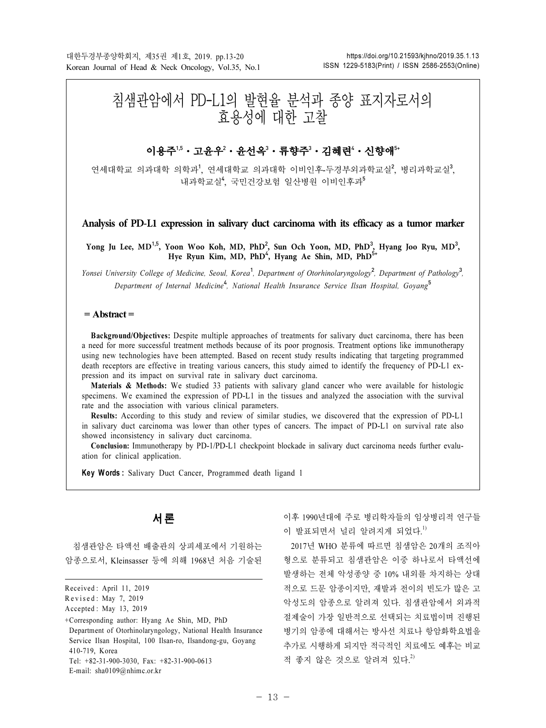# 침샘관암에서 PD-L1의 발현율 분석과 종양 표지자로서의 효용성에 대한 고찰

**이용주[1,5] · 고윤우[2] · 윤선옥[3] · 류향주[3] · 김혜련[4] · 신향애[5+]**

연세대학교 의과대학 의학과[1], 연세대학교 의과대학 이비인후-두경부외과학교실[2], 병리과학교실[3], 내과학교실[4], 국민건강보험 일산병원 이비인후과[5]

## Analysis of PD-L1 expression in salivary duct carcinoma with its efficacy as a tumor marker

**Yong Ju Lee, MD[1,5], Yoon Woo Koh, MD, PhD[2], Sun Och Yoon, MD, PhD[3], Hyang Joo Ryu, MD[3], Hye Ryun Kim, MD, PhD[4], Hyang Ae Shin, MD, PhD[5+]**

*Yonsei University College of Medicine, Seoul, Korea[1], Department of Otorhinolaryngology[2], Department of Pathology[3], Department of Internal Medicine[4], National Health Insurance Service Ilsan Hospital, Goyang[5]*

**= Abstract =**

**Background/Objectives:** Despite multiple approaches of treatments for salivary duct carcinoma, there has been a need for more successful treatment methods because of its poor prognosis. Treatment options like immunotherapy using new technologies have been attempted. Based on recent study results indicating that targeting programmed death receptors are effective in treating various cancers, this study aimed to identify the frequency of PD-L1 expression and its impact on survival rate in salivary duct carcinoma.

**Materials & Methods:** We studied 33 patients with salivary gland cancer who were available for histologic specimens. We examined the expression of PD-L1 in the tissues and analyzed the association with the survival rate and the association with various clinical parameters.

**Results:** According to this study and review of similar studies, we discovered that the expression of PD-L1 in salivary duct carcinoma was lower than other types of cancers. The impact of PD-L1 on survival rate also showed inconsistency in salivary duct carcinoma.

**Conclusion:** Immunotherapy by PD-1/PD-L1 checkpoint blockade in salivary duct carcinoma needs further evaluation for clinical application.

**Key Words :** Salivary Duct Cancer, Programmed death ligand 1

## 서 론

침샘관암은 타액선 배출관의 상피세포에서 기원하는 암종으로서, Kleinsasser 등에 의해 1968년 처음 기술된 이후 1990년대에 주로 병리학자들의 임상병리적 연구들이 발표되면서 널리 알려지게 되었다.[1)]

2017년 WHO 분류에 따르면 침샘암은 20개의 조직아형으로 분류되고 침샘관암은 이중 하나로서 타액선에 발생하는 전체 악성종양 중 10% 내외를 차지하는 상대적으로 드문 암종이지만, 재발과 전이의 빈도가 많은 고악성도의 암종으로 알려져 있다. 침샘관암에서 외과적 절제술이 가장 일반적으로 선택되는 치료법이며 진행된 병기의 암종에 대해서는 방사선 치료나 항암화학요법을 추가로 시행하게 되지만 적극적인 치료에도 예후는 비교적 좋지 않은 것으로 알려져 있다.[2)]

Received : April 11, 2019
Revised : May 7, 2019
Accepted : May 13, 2019
+Corresponding author: Hyang Ae Shin, MD, PhD
Department of Otorhinolaryngology, National Health Insurance Service Ilsan Hospital, 100 Ilsan-ro, Ilsandong-gu, Goyang 410-719, Korea
Tel: +82-31-900-3030, Fax: +82-31-900-0613
E-mail: sha0109@nhimc.or.kr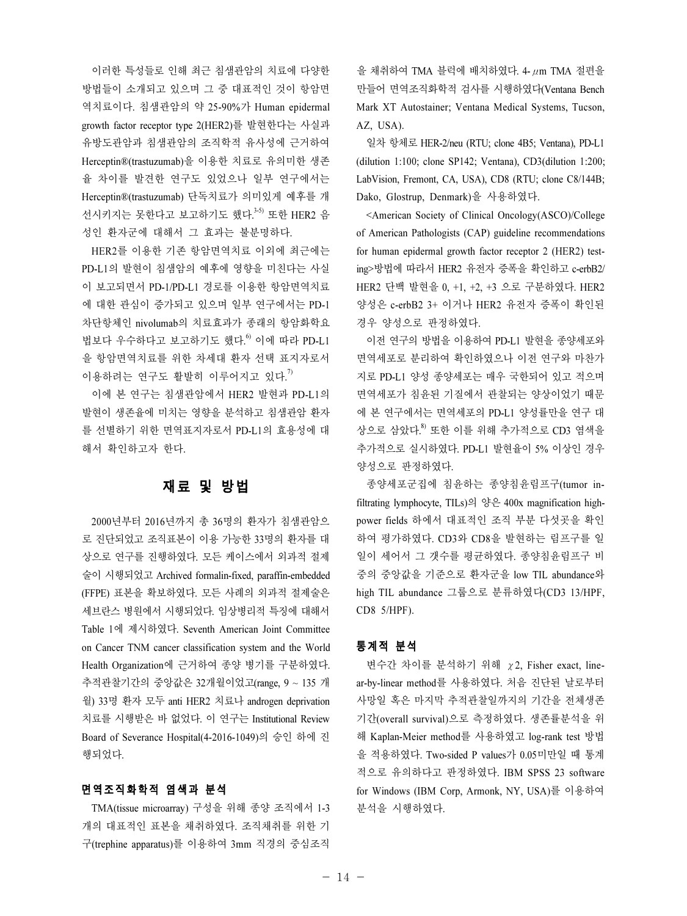이러한 특성들로 인해 최근 침샘관암의 치료에 다양한 방법들이 소개되고 있으며 그 중 대표적인 것이 항암면역치료이다. 침샘관암의 약 25-90%가 Human epidermal growth factor receptor type 2(HER2)를 발현한다는 사실과 유방도관암과 침샘관암의 조직학적 유사성에 근거하여 Herceptin®(trastuzumab)을 이용한 치료로 유의미한 생존율 차이를 발견한 연구도 있었으나 일부 연구에서는 Herceptin®(trastuzumab) 단독치료가 의미있게 예후를 개선시키지는 못한다고 보고하기도 했다.[3-5] 또한 HER2 음성인 환자군에 대해서 그 효과는 불분명하다.

HER2를 이용한 기존 항암면역치료 이외에 최근에는 PD-L1의 발현이 침샘암의 예후에 영향을 미친다는 사실이 보고되면서 PD-1/PD-L1 경로를 이용한 항암면역치료에 대한 관심이 증가되고 있으며 일부 연구에서는 PD-1 차단항체인 nivolumab의 치료효과가 종래의 항암화학요법보다 우수하다고 보고하기도 했다.[6] 이에 따라 PD-L1을 항암면역치료를 위한 차세대 환자 선택 표지자로서 이용하려는 연구도 활발히 이루어지고 있다.[7]

이에 본 연구는 침샘관암에서 HER2 발현과 PD-L1의 발현이 생존율에 미치는 영향을 분석하고 침샘관암 환자를 선별하기 위한 면역표지자로서 PD-L1의 효용성에 대해서 확인하고자 한다.

## 재료 및 방법

2000년부터 2016년까지 총 36명의 환자가 침샘관암으로 진단되었고 조직표본이 이용 가능한 33명의 환자를 대상으로 연구를 진행하였다. 모든 케이스에서 외과적 절제술이 시행되었고 Archived formalin-fixed, paraffin-embedded (FFPE) 표본을 확보하였다. 모든 사례의 외과적 절제술은 세브란스 병원에서 시행되었다. 임상병리적 특징에 대해서 Table 1에 제시하였다. Seventh American Joint Committee on Cancer TNM cancer classification system and the World Health Organization에 근거하여 종양 병기를 구분하였다. 추적관찰기간의 중앙값은 32개월이었고(range, 9 ~ 135 개월) 33명 환자 모두 anti HER2 치료나 androgen deprivation 치료를 시행받은 바 없었다. 이 연구는 Institutional Review Board of Severance Hospital(4-2016-1049)의 승인 하에 진행되었다.

### 면역조직화학적 염색과 분석

TMA(tissue microarray) 구성을 위해 종양 조직에서 1-3개의 대표적인 표본을 채취하였다. 조직채취를 위한 기구(trephine apparatus)를 이용하여 3mm 직경의 중심조직을 채취하여 TMA 블럭에 배치하였다. 4-$\mu$m TMA 절편을 만들어 면역조직화학적 검사를 시행하였다(Ventana Bench Mark XT Autostainer; Ventana Medical Systems, Tucson, AZ, USA).

일차 항체로 HER-2/neu (RTU; clone 4B5; Ventana), PD-L1 (dilution 1:100; clone SP142; Ventana), CD3(dilution 1:200; LabVision, Fremont, CA, USA), CD8 (RTU; clone C8/144B; Dako, Glostrup, Denmark)을 사용하였다.

<American Society of Clinical Oncology(ASCO)/College of American Pathologists (CAP) guideline recommendations for human epidermal growth factor receptor 2 (HER2) testing>방법에 따라서 HER2 유전자 증폭을 확인하고 c-erbB2/HER2 단백 발현을 0, +1, +2, +3 으로 구분하였다. HER2 양성은 c-erbB2 3+ 이거나 HER2 유전자 증폭이 확인된 경우 양성으로 판정하였다.

이전 연구의 방법을 이용하여 PD-L1 발현을 종양세포와 면역세포로 분리하여 확인하였으나 이전 연구와 마찬가지로 PD-L1 양성 종양세포는 매우 국한되어 있고 적으며 면역세포가 침윤된 기질에서 관찰되는 양상이었기 때문에 본 연구에서는 면역세포의 PD-L1 양성률만을 연구 대상으로 삼았다.[8] 또한 이를 위해 추가적으로 CD3 염색을 추가적으로 실시하였다. PD-L1 발현율이 5% 이상인 경우 양성으로 판정하였다.

종양세포군집에 침윤하는 종양침윤림프구(tumor infiltrating lymphocyte, TILs)의 양은 400x magnification high-power fields 하에서 대표적인 조직 부분 다섯곳을 확인하여 평가하였다. CD3와 CD8을 발현하는 림프구를 일일이 세어서 그 갯수를 평균하였다. 종양침윤림프구 비중의 중앙값을 기준으로 환자군을 low TIL abundance와 high TIL abundance 그룹으로 분류하였다(CD3 13/HPF, CD8 5/HPF).

### 통계적 분석

변수간 차이를 분석하기 위해 $\chi 2$, Fisher exact, linear-by-linear method를 사용하였다. 처음 진단된 날로부터 사망일 혹은 마지막 추적관찰일까지의 기간을 전체생존기간(overall survival)으로 측정하였다. 생존률분석을 위해 Kaplan-Meier method를 사용하였고 log-rank test 방법을 적용하였다. Two-sided P values가 0.05미만일 때 통계적으로 유의하다고 판정하였다. IBM SPSS 23 software for Windows (IBM Corp, Armonk, NY, USA)를 이용하여 분석을 시행하였다.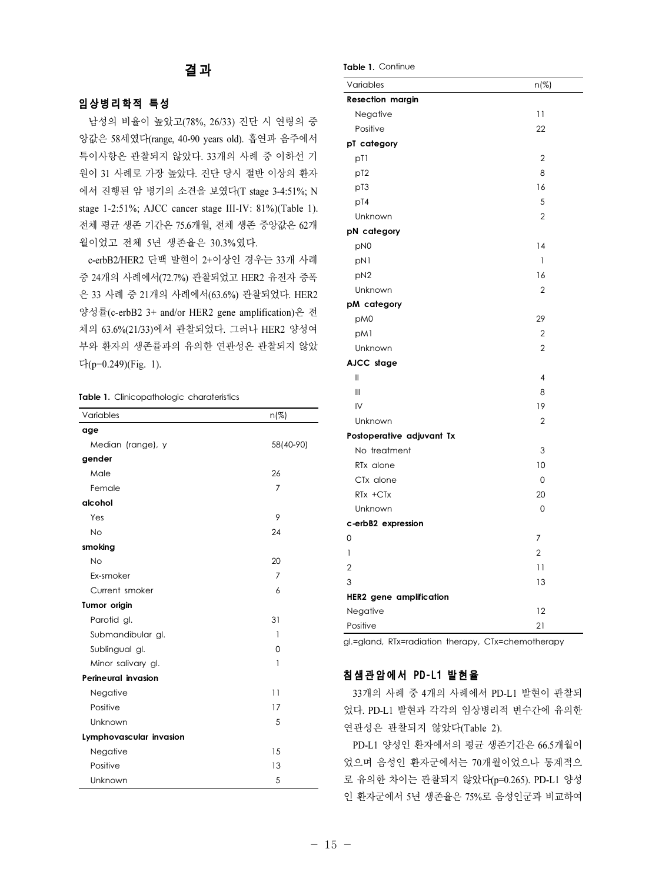## 결과

### 임상병리학적 특성

남성의 비율이 높았고(78%, 26/33) 진단 시 연령의 중앙값은 58세였다(range, 40-90 years old). 흡연과 음주에서 특이사항은 관찰되지 않았다. 33개의 사례 중 이하선 기원이 31 사례로 가장 높았다. 진단 당시 절반 이상의 환자에서 진행된 암 병기의 소견을 보였다(T stage 3-4:51%; N stage 1-2:51%; AJCC cancer stage III-IV: 81%)(Table 1). 전체 평균 생존 기간은 75.6개월, 전체 생존 중앙값은 62개월이었고 전체 5년 생존율은 30.3%였다.

c-erbB2/HER2 단백 발현이 2+이상인 경우는 33개 사례 중 24개의 사례에서(72.7%) 관찰되었고 HER2 유전자 증폭은 33 사례 중 21개의 사례에서(63.6%) 관찰되었다. HER2 양성률(c-erbB2 3+ and/or HER2 gene amplification)은 전체의 63.6%(21/33)에서 관찰되었다. 그러나 HER2 양성여부와 환자의 생존률과의 유의한 연관성은 관찰되지 않았다(p=0.249)(Fig. 1).

**Table 1.** Clinicopathologic charateristics

| Variables | n(%) |
|---|---|
| **age** | |
| Median (range), y | 58(40-90) |
| **gender** | |
| Male | 26 |
| Female | 7 |
| **alcohol** | |
| Yes | 9 |
| No | 24 |
| **smoking** | |
| No | 20 |
| Ex-smoker | 7 |
| Current smoker | 6 |
| **Tumor origin** | |
| Parotid gl. | 31 |
| Submandibular gl. | 1 |
| Sublingual gl. | 0 |
| Minor salivary gl. | 1 |
| **Perineural invasion** | |
| Negative | 11 |
| Positive | 17 |
| Unknown | 5 |
| **Lymphovascular invasion** | |
| Negative | 15 |
| Positive | 13 |
| Unknown | 5 |
| **Resection margin** | |
| Negative | 11 |
| Positive | 22 |
| **pT category** | |
| pT1 | 2 |
| pT2 | 8 |
| pT3 | 16 |
| pT4 | 5 |
| Unknown | 2 |
| **pN category** | |
| pN0 | 14 |
| pN1 | 1 |
| pN2 | 16 |
| Unknown | 2 |
| **pM category** | |
| pM0 | 29 |
| pM1 | 2 |
| Unknown | 2 |
| **AJCC stage** | |
| II | 4 |
| III | 8 |
| IV | 19 |
| Unknown | 2 |
| **Postoperative adjuvant Tx** | |
| No treatment | 3 |
| RTx alone | 10 |
| CTx alone | 0 |
| RTx +CTx | 20 |
| Unknown | 0 |
| **c-erbB2 expression** | |
| 0 | 7 |
| 1 | 2 |
| 2 | 11 |
| 3 | 13 |
| **HER2 gene amplification** | |
| Negative | 12 |
| Positive | 21 |

gl.=gland, RTx=radiation therapy, CTx=chemotherapy

### 침샘관암에서 PD-L1 발현율

33개의 사례 중 4개의 사례에서 PD-L1 발현이 관찰되었다. PD-L1 발현과 각각의 임상병리적 변수간에 유의한 연관성은 관찰되지 않았다(Table 2).

PD-L1 양성인 환자에서의 평균 생존기간은 66.5개월이었으며 음성인 환자군에서는 70개월이었으나 통계적으로 유의한 차이는 관찰되지 않았다(p=0.265). PD-L1 양성인 환자군에서 5년 생존율은 75%로 음성인군과 비교하여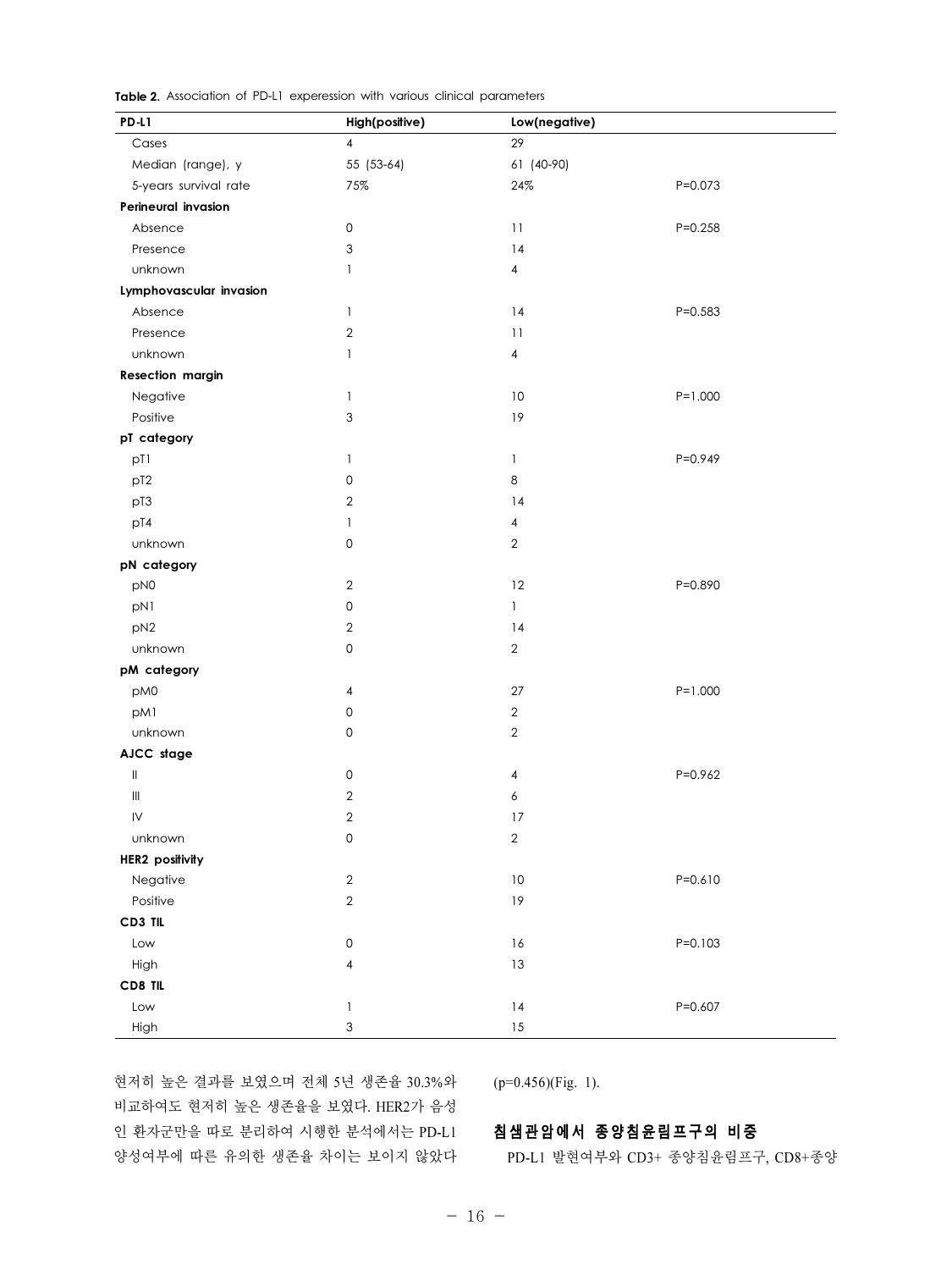**Table 2.** Association of PD-L1 experession with various clinical parameters

| PD-L1 | High(positive) | Low(negative) | |
|---|---|---|---|
| Cases | 4 | 29 | |
| Median (range), y | 55 (53-64) | 61 (40-90) | |
| 5-years survival rate | 75% | 24% | P=0.073 |
| **Perineural invasion** | | | |
| Absence | 0 | 11 | P=0.258 |
| Presence | 3 | 14 | |
| unknown | 1 | 4 | |
| **Lymphovascular invasion** | | | |
| Absence | 1 | 14 | P=0.583 |
| Presence | 2 | 11 | |
| unknown | 1 | 4 | |
| **Resection margin** | | | |
| Negative | 1 | 10 | P=1.000 |
| Positive | 3 | 19 | |
| **pT category** | | | |
| pT1 | 1 | 1 | P=0.949 |
| pT2 | 0 | 8 | |
| pT3 | 2 | 14 | |
| pT4 | 1 | 4 | |
| unknown | 0 | 2 | |
| **pN category** | | | |
| pN0 | 2 | 12 | P=0.890 |
| pN1 | 0 | 1 | |
| pN2 | 2 | 14 | |
| unknown | 0 | 2 | |
| **pM category** | | | |
| pM0 | 4 | 27 | P=1.000 |
| pM1 | 0 | 2 | |
| unknown | 0 | 2 | |
| **AJCC stage** | | | |
| II | 0 | 4 | P=0.962 |
| III | 2 | 6 | |
| IV | 2 | 17 | |
| unknown | 0 | 2 | |
| **HER2 positivity** | | | |
| Negative | 2 | 10 | P=0.610 |
| Positive | 2 | 19 | |
| **CD3 TIL** | | | |
| Low | 0 | 16 | P=0.103 |
| High | 4 | 13 | |
| **CD8 TIL** | | | |
| Low | 1 | 14 | P=0.607 |
| High | 3 | 15 | |

현저히 높은 결과를 보였으며 전체 5년 생존율 30.3%와 비교하여도 현저히 높은 생존율을 보였다. HER2가 음성인 환자군만을 따로 분리하여 시행한 분석에서는 PD-L1 양성여부에 따른 유의한 생존율 차이는 보이지 않았다 (p=0.456)(Fig. 1).

## 침샘관암에서 종양침윤림프구의 비중

PD-L1 발현여부와 CD3+ 종양침윤림프구, CD8+종양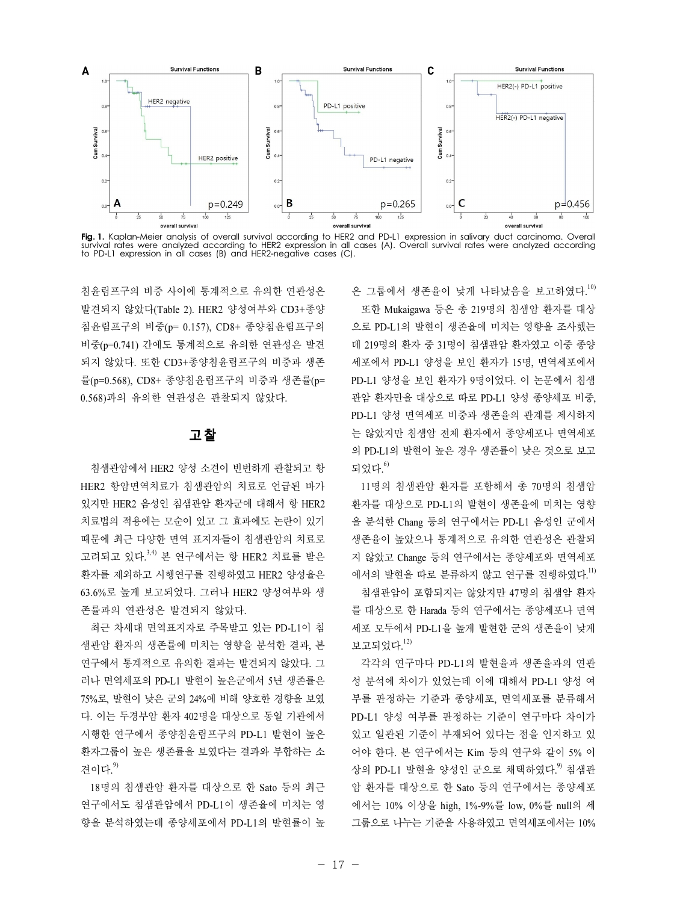**Fig. 1.** Kaplan-Meier analysis of overall survival according to HER2 and PD-L1 expression in salivary duct carcinoma. Overall survival rates were analyzed according to HER2 expression in all cases (A). Overall survival rates were analyzed according to PD-L1 expression in all cases (B) and HER2-negative cases (C).

침윤림프구의 비중 사이에 통계적으로 유의한 연관성은 발견되지 않았다(Table 2). HER2 양성여부와 CD3+종양침윤림프구의 비중(p= 0.157), CD8+ 종양침윤림프구의 비중(p=0.741) 간에도 통계적으로 유의한 연관성은 발견되지 않았다. 또한 CD3+종양침윤림프구의 비중과 생존률(p=0.568), CD8+ 종양침윤림프구의 비중과 생존률(p= 0.568)과의 유의한 연관성은 관찰되지 않았다.

## 고찰

침샘관암에서 HER2 양성 소견이 빈번하게 관찰되고 항 HER2 항암면역치료가 침샘관암의 치료로 언급된 바가 있지만 HER2 음성인 침샘관암 환자군에 대해서 항 HER2 치료법의 적용에는 모순이 있고 그 효과에도 논란이 있기 때문에 최근 다양한 면역 표지자들이 침샘관암의 치료로 고려되고 있다.[3,4] 본 연구에서는 항 HER2 치료를 받은 환자를 제외하고 시행연구를 진행하였고 HER2 양성율은 63.6%로 높게 보고되었다. 그러나 HER2 양성여부와 생존률과의 연관성은 발견되지 않았다.

최근 차세대 면역표지자로 주목받고 있는 PD-L1이 침샘관암 환자의 생존률에 미치는 영향을 분석한 결과, 본 연구에서 통계적으로 유의한 결과는 발견되지 않았다. 그러나 면역세포의 PD-L1 발현이 높은군에서 5년 생존률은 75%로, 발현이 낮은 군의 24%에 비해 양호한 경향을 보였다. 이는 두경부암 환자 402명을 대상으로 동일 기관에서 시행한 연구에서 종양침윤림프구의 PD-L1 발현이 높은 환자그룹이 높은 생존률을 보였다는 결과와 부합하는 소견이다.[9]

18명의 침샘관암 환자를 대상으로 한 Sato 등의 최근 연구에서도 침샘관암에서 PD-L1이 생존율에 미치는 영향을 분석하였는데 종양세포에서 PD-L1의 발현율이 높은 그룹에서 생존율이 낮게 나타났음을 보고하였다.[10]

또한 Mukaigawa 등은 총 219명의 침샘암 환자를 대상으로 PD-L1의 발현이 생존율에 미치는 영향을 조사했는데 219명의 환자 중 31명이 침샘관암 환자였고 이중 종양세포에서 PD-L1 양성을 보인 환자가 15명, 면역세포에서 PD-L1 양성을 보인 환자가 9명이었다. 이 논문에서 침샘관암 환자만을 대상으로 따로 PD-L1 양성 종양세포 비중, PD-L1 양성 면역세포 비중과 생존율의 관계를 제시하지는 않았지만 침샘암 전체 환자에서 종양세포나 면역세포의 PD-L1의 발현이 높은 경우 생존률이 낮은 것으로 보고되었다.[6]

11명의 침샘관암 환자를 포함해서 총 70명의 침샘암 환자를 대상으로 PD-L1의 발현이 생존율에 미치는 영향을 분석한 Chang 등의 연구에서는 PD-L1 음성인 군에서 생존율이 높았으나 통계적으로 유의한 연관성은 관찰되지 않았고 Change 등의 연구에서는 종양세포와 면역세포에서의 발현을 따로 분류하지 않고 연구를 진행하였다.[11]

침샘관암이 포함되지는 않았지만 47명의 침샘암 환자를 대상으로 한 Harada 등의 연구에서는 종양세포나 면역세포 모두에서 PD-L1을 높게 발현한 군의 생존율이 낮게 보고되었다.[12]

각각의 연구마다 PD-L1의 발현율과 생존율과의 연관성 분석에 차이가 있었는데 이에 대해서 PD-L1 양성 여부를 판정하는 기준과 종양세포, 면역세포를 분류해서 PD-L1 양성 여부를 판정하는 기준이 연구마다 차이가 있고 일관된 기준이 부재되어 있다는 점을 인지하고 있어야 한다. 본 연구에서는 Kim 등의 연구와 같이 5% 이상의 PD-L1 발현을 양성인 군으로 채택하였다.[9] 침샘관암 환자를 대상으로 한 Sato 등의 연구에서는 종양세포에서는 10% 이상을 high, 1%-9%를 low, 0%를 null의 세 그룹으로 나누는 기준을 사용하였고 면역세포에서는 10%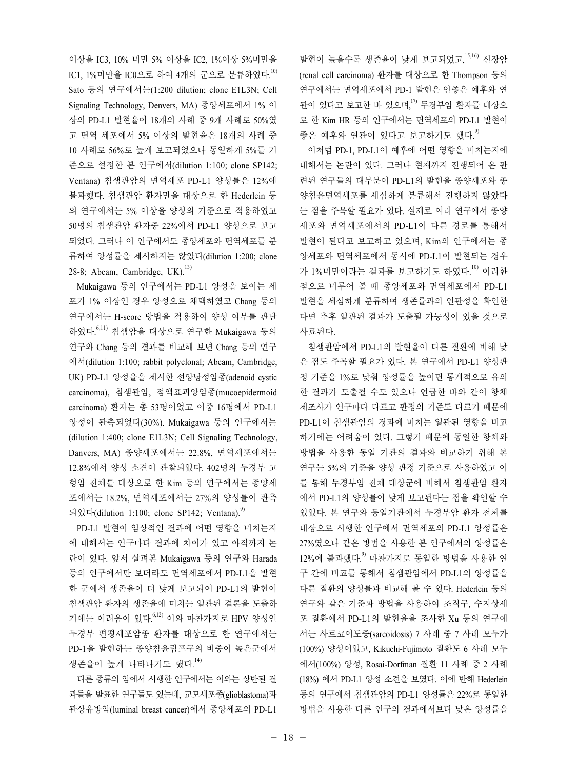이상을 IC3, 10% 미만 5% 이상을 IC2, 1%이상 5%미만을 IC1, 1%미만을 IC0으로 하여 4개의 군으로 분류하였다.[10] Sato 등의 연구에서는(1:200 dilution; clone E1L3N; Cell Signaling Technology, Denvers, MA) 종양세포에서 1% 이상의 PD-L1 발현율이 18개의 사례 중 9개 사례로 50%였고 면역 세포에서 5% 이상의 발현율은 18개의 사례 중 10 사례로 56%로 높게 보고되었으나 동일하게 5%를 기준으로 설정한 본 연구에서(dilution 1:100; clone SP142; Ventana) 침샘관암의 면역세포 PD-L1 양성률은 12%에 불과했다. 침샘관암 환자만을 대상으로 한 Hederlein 등의 연구에서는 5% 이상을 양성의 기준으로 적용하였고 50명의 침샘관암 환자중 22%에서 PD-L1 양성으로 보고되었다. 그러나 이 연구에서도 종양세포와 면역세포를 분류하여 양성률을 제시하지는 않았다(dilution 1:200; clone 28-8; Abcam, Cambridge, UK).[13]

Mukaigawa 등의 연구에서는 PD-L1 양성을 보이는 세포가 1% 이상인 경우 양성으로 채택하였고 Chang 등의 연구에서는 H-score 방법을 적용하여 양성 여부를 판단하였다.[6,11] 침샘암을 대상으로 연구한 Mukaigawa 등의 연구와 Chang 등의 결과를 비교해 보면 Chang 등의 연구에서(dilution 1:100; rabbit polyclonal; Abcam, Cambridge, UK) PD-L1 양성율을 제시한 선양낭성암종(adenoid cystic carcinoma), 침샘관암, 점액표피양암종(mucoepidermoid carcinoma) 환자는 총 53명이었고 이중 16명에서 PD-L1 양성이 관측되었다(30%). Mukaigawa 등의 연구에서는 (dilution 1:400; clone E1L3N; Cell Signaling Technology, Danvers, MA) 종양세포에서는 22.8%, 면역세포에서는 12.8%에서 양성 소견이 관찰되었다. 402명의 두경부 고형암 전체를 대상으로 한 Kim 등의 연구에서는 종양세포에서는 18.2%, 면역세포에서는 27%의 양성률이 관측되었다(dilution 1:100; clone SP142; Ventana).[9]

PD-L1 발현이 임상적인 결과에 어떤 영향을 미치는지에 대해서는 연구마다 결과에 차이가 있고 아직까지 논란이 있다. 앞서 살펴본 Mukaigawa 등의 연구와 Harada 등의 연구에서만 보더라도 면역세포에서 PD-L1을 발현한 군에서 생존율이 더 낮게 보고되어 PD-L1의 발현이 침샘관암 환자의 생존율에 미치는 일관된 결론을 도출하기에는 어려움이 있다.[6,12] 이와 마찬가지로 HPV 양성인 두경부 편평세포암종 환자를 대상으로 한 연구에서는 PD-1을 발현하는 종양침윤림프구의 비중이 높은군에서 생존율이 높게 나타나기도 했다.[14]

다른 종류의 암에서 시행한 연구에서는 이와는 상반된 결과들을 발표한 연구들도 있는데, 교모세포종(glioblastoma)과 관상유방암(luminal breast cancer)에서 종양세포의 PD-L1 발현이 높을수록 생존율이 낮게 보고되었고,[15,16] 신장암(renal cell carcinoma) 환자를 대상으로 한 Thompson 등의 연구에서는 면역세포에서 PD-1 발현은 안좋은 예후와 연관이 있다고 보고한 바 있으며,[17] 두경부암 환자를 대상으로 한 Kim HR 등의 연구에서는 면역세포의 PD-L1 발현이 좋은 예후와 연관이 있다고 보고하기도 했다.[9]

이처럼 PD-1, PD-L1이 예후에 어떤 영향을 미치는지에 대해서는 논란이 있다. 그러나 현재까지 진행되어 온 관련된 연구들의 대부분이 PD-L1의 발현을 종양세포와 종양침윤면역세포를 세심하게 분류해서 진행하지 않았다는 점을 주목할 필요가 있다. 실제로 여러 연구에서 종양세포와 면역세포에서의 PD-L1이 다른 경로를 통해서 발현이 된다고 보고하고 있으며, Kim의 연구에서는 종양세포와 면역세포에서 동시에 PD-L1이 발현되는 경우가 1%미만이라는 결과를 보고하기도 하였다.[10] 이러한 점으로 미루어 볼 때 종양세포와 면역세포에서 PD-L1 발현을 세심하게 분류하여 생존률과의 연관성을 확인한다면 추후 일관된 결과가 도출될 가능성이 있을 것으로 사료된다.

침샘관암에서 PD-L1의 발현율이 다른 질환에 비해 낮은 점도 주목할 필요가 있다. 본 연구에서 PD-L1 양성판정 기준을 1%로 낮춰 양성률을 높이면 통계적으로 유의한 결과가 도출될 수도 있으나 언급한 바와 같이 항체 제조사가 연구마다 다르고 판정의 기준도 다르기 때문에 PD-L1이 침샘관암의 경과에 미치는 일관된 영향을 비교하기에는 어려움이 있다. 그렇기 때문에 동일한 항체와 방법을 사용한 동일 기관의 결과와 비교하기 위해 본 연구는 5%의 기준을 양성 판정 기준으로 사용하였고 이를 통해 두경부암 전체 대상군에 비해서 침샘관암 환자에서 PD-L1의 양성률이 낮게 보고된다는 점을 확인할 수 있었다. 본 연구와 동일기관에서 두경부암 환자 전체를 대상으로 시행한 연구에서 면역세포의 PD-L1 양성률은 27%였으나 같은 방법을 사용한 본 연구에서의 양성률은 12%에 불과했다.[9] 마찬가지로 동일한 방법을 사용한 연구 간에 비교를 통해서 침샘관암에서 PD-L1의 양성률을 다른 질환의 양성률과 비교해 볼 수 있다. Hederlein 등의 연구와 같은 기준과 방법을 사용하여 조직구, 수지상세포 질환에서 PD-L1의 발현율을 조사한 Xu 등의 연구에서는 사르코이도증(sarcoidosis) 7 사례 중 7 사례 모두가 (100%) 양성이었고, Kikuchi-Fujimoto 질환도 6 사례 모두에서(100%) 양성, Rosai-Dorfman 질환 11 사례 중 2 사례 (18%) 에서 PD-L1 양성 소견을 보였다. 이에 반해 Hederlein 등의 연구에서 침샘관암의 PD-L1 양성률은 22%로 동일한 방법을 사용한 다른 연구의 결과에서보다 낮은 양성률을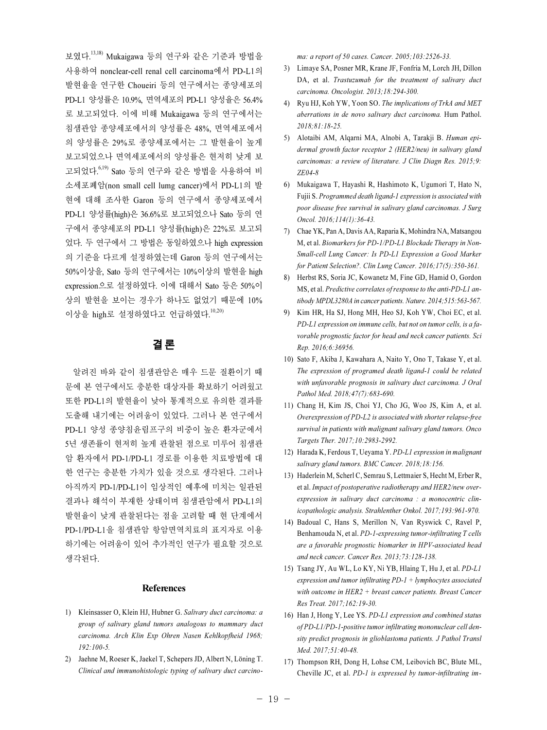보였다.[13,18] Mukaigawa 등의 연구와 같은 기준과 방법을 사용하여 nonclear-cell renal cell carcinoma에서 PD-L1의 발현율을 연구한 Choueiri 등의 연구에서는 종양세포의 PD-L1 양성률은 10.9%, 면역세포의 PD-L1 양성율은 56.4%로 보고되었다. 이에 비해 Mukaigawa 등의 연구에서는 침샘관암 종양세포에서의 양성률은 48%, 면역세포에서의 양성률은 29%로 종양세포에서는 그 발현율이 높게 보고되었으나 면역세포에서의 양성률은 현저히 낮게 보고되었다.[6,19] Sato 등의 연구와 같은 방법을 사용하여 비소세포폐암(non small cell lumg cancer)에서 PD-L1의 발현에 대해 조사한 Garon 등의 연구에서 종양세포에서 PD-L1 양성률(high)은 36.6%로 보고되었으나 Sato 등의 연구에서 종양세포의 PD-L1 양성률(high)은 22%로 보고되었다. 두 연구에서 그 방법은 동일하였으나 high expression의 기준을 다르게 설정하였는데 Garon 등의 연구에서는 50%이상을, Sato 등의 연구에서는 10%이상의 발현을 high expression으로 설정하였다. 이에 대해서 Sato 등은 50%이상의 발현을 보이는 경우가 하나도 없었기 때문에 10% 이상을 high로 설정하였다고 언급하였다.[10,20)]

## 결 론

알려진 바와 같이 침샘관암은 매우 드문 질환이기 때문에 본 연구에서도 충분한 대상자를 확보하기 어려웠고 또한 PD-L1의 발현율이 낮아 통계적으로 유의한 결과를 도출해 내기에는 어려움이 있었다. 그러나 본 연구에서 PD-L1 양성 종양침윤림프구의 비중이 높은 환자군에서 5년 생존률이 현저히 높게 관찰된 점으로 미루어 침샘관암 환자에서 PD-1/PD-L1 경로를 이용한 치료방법에 대한 연구는 충분한 가치가 있을 것으로 생각된다. 그러나 아직까지 PD-1/PD-L1이 임상적인 예후에 미치는 일관된 결과나 해석이 부재한 상태이며 침샘관암에서 PD-L1의 발현율이 낮게 관찰된다는 점을 고려할 때 현 단계에서 PD-1/PD-L1을 침샘관암 항암면역치료의 표지자로 이용하기에는 어려움이 있어 추가적인 연구가 필요할 것으로 생각된다.

### References

1) Kleinsasser O, Klein HJ, Hubner G. *Salivary duct carcinoma: a group of salivary gland tumors analogous to mammary duct carcinoma. Arch Klin Exp Ohren Nasen Kehlkopfheid 1968; 192:100-5.*
2) Jaehne M, Roeser K, Jaekel T, Schepers JD, Albert N, Löning T. *Clinical and immunohistologic typing of salivary duct carcinoma: a report of 50 cases. Cancer. 2005;103:2526-33.*
3) Limaye SA, Posner MR, Krane JF, Fonfria M, Lorch JH, Dillon DA, et al. *Trastuzumab for the treatment of salivary duct carcinoma. Oncologist. 2013;18:294-300.*
4) Ryu HJ, Koh YW, Yoon SO. *The implications of TrkA and MET aberrations in de novo salivary duct carcinoma.* Hum Pathol. *2018;81:18-25.*
5) Alotaibi AM, Alqarni MA, Alnobi A, Tarakji B. *Human epidermal growth factor receptor 2 (HER2/neu) in salivary gland carcinomas: a review of literature. J Clin Diagn Res. 2015;9: ZE04-8*
6) Mukaigawa T, Hayashi R, Hashimoto K, Ugumori T, Hato N, Fujii S. *Programmed death ligand-1 expression is associated with poor disease free survival in salivary gland carcinomas. J Surg Oncol. 2016;114(1):36-43.*
7) Chae YK, Pan A, Davis AA, Raparia K, Mohindra NA, Matsangou M, et al. *Biomarkers for PD-1/PD-L1 Blockade Therapy in Non-Small-cell Lung Cancer: Is PD-L1 Expression a Good Marker for Patient Selection?. Clin Lung Cancer. 2016;17(5):350-361.*
8) Herbst RS, Soria JC, Kowanetz M, Fine GD, Hamid O, Gordon MS, et al. *Predictive correlates of response to the anti-PD-L1 antibody MPDL3280A in cancer patients. Nature. 2014;515:563-567.*
9) Kim HR, Ha SJ, Hong MH, Heo SJ, Koh YW, Choi EC, et al. *PD-L1 expression on immune cells, but not on tumor cells, is a favorable prognostic factor for head and neck cancer patients. Sci Rep. 2016;6:36956.*
10) Sato F, Akiba J, Kawahara A, Naito Y, Ono T, Takase Y, et al. *The expression of programed death ligand-1 could be related with unfavorable prognosis in salivary duct carcinoma. J Oral Pathol Med. 2018;47(7):683-690.*
11) Chang H, Kim JS, Choi YJ, Cho JG, Woo JS, Kim A, et al. *Overexpression of PD-L2 is associated with shorter relapse-free survival in patients with malignant salivary gland tumors. Onco Targets Ther. 2017;10:2983-2992.*
12) Harada K, Ferdous T, Ueyama Y. *PD-L1 expression in malignant salivary gland tumors. BMC Cancer. 2018;18:156.*
13) Haderlein M, Scherl C, Semrau S, Lettmaier S, Hecht M, Erber R, et al. *Impact of postoperative radiotherapy and HER2/new overexpression in salivary duct carcinoma : a monocentric clinicopathologic analysis. Strahlenther Onkol. 2017;193:961-970.*
14) Badoual C, Hans S, Merillon N, Van Ryswick C, Ravel P, Benhamouda N, et al. *PD-1-expressing tumor-infiltrating T cells are a favorable prognostic biomarker in HPV-associated head and neck cancer. Cancer Res. 2013;73:128-138.*
15) Tsang JY, Au WL, Lo KY, Ni YB, Hlaing T, Hu J, et al. *PD-L1 expression and tumor infiltrating PD-1 + lymphocytes associated with outcome in HER2 + breast cancer patients. Breast Cancer Res Treat. 2017;162:19-30.*
16) Han J, Hong Y, Lee YS. *PD-L1 expression and combined status of PD-L1/PD-1-positive tumor infiltrating mononuclear cell density predict prognosis in glioblastoma patients. J Pathol Transl Med. 2017;51:40-48.*
17) Thompson RH, Dong H, Lohse CM, Leibovich BC, Blute ML, Cheville JC, et al. *PD-1 is expressed by tumor-infiltrating im-*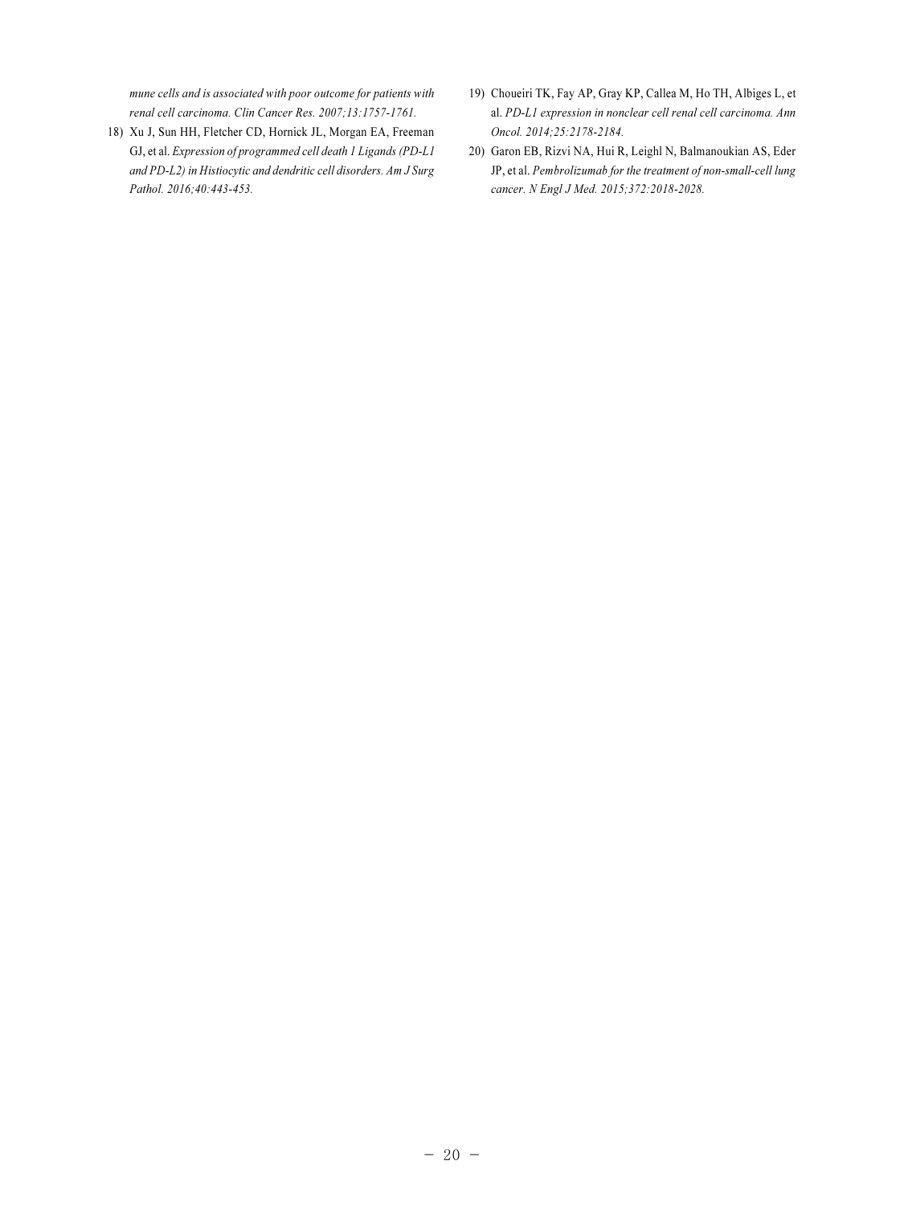mune cells and is associated with poor outcome for patients with renal cell carcinoma. Clin Cancer Res. 2007;13:1757-1761.*

18) Xu J, Sun HH, Fletcher CD, Hornick JL, Morgan EA, Freeman GJ, et al. *Expression of programmed cell death 1 Ligands (PD-L1 and PD-L2) in Histiocytic and dendritic cell disorders. Am J Surg Pathol. 2016;40:443-453.*

19) Choueiri TK, Fay AP, Gray KP, Callea M, Ho TH, Albiges L, et al. *PD-L1 expression in nonclear cell renal cell carcinoma. Ann Oncol. 2014;25:2178-2184.*

20) Garon EB, Rizvi NA, Hui R, Leighl N, Balmanoukian AS, Eder JP, et al. *Pembrolizumab for the treatment of non-small-cell lung cancer. N Engl J Med. 2015;372:2018-2028.*